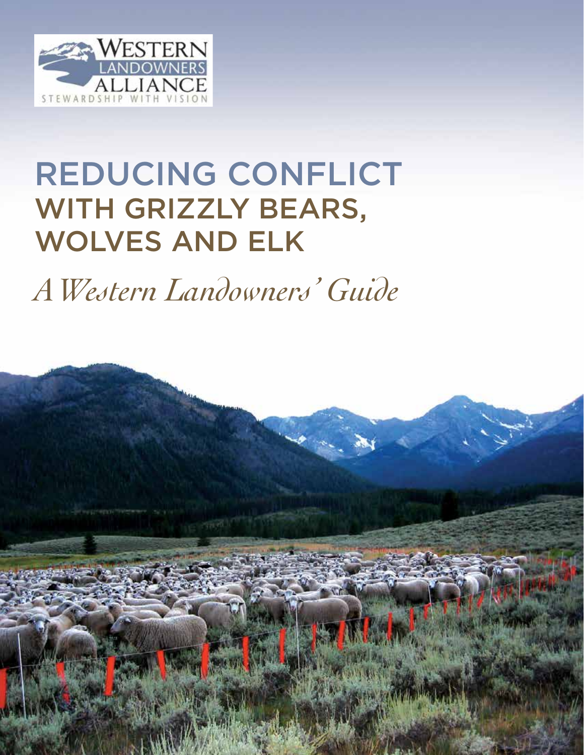WESTERN LANDOWNERS ALLIANCE

STEWARDSHIP WITH VISION

# REDUCING CONFLICT WITH GRIZZLY BEARS, WOLVES AND ELK

*A Western Landowners' Guide*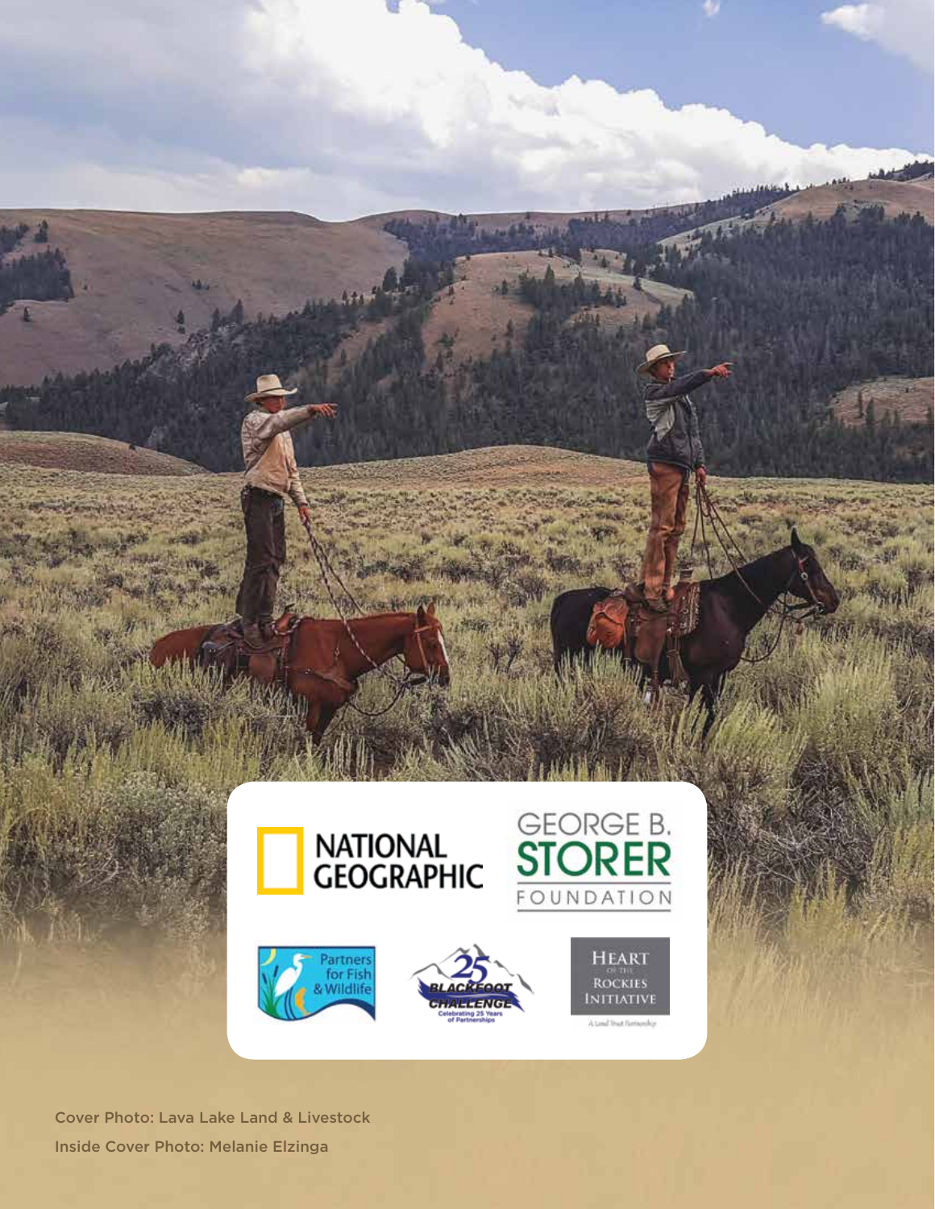NATIONAL GEOGRAPHIC

GEORGE B. STORER FOUNDATION

Partners for Fish & Wildlife

25 BLACKFOOT CHALLENGE Celebrating 25 Years of Partnerships

HEART OF THE ROCKIES INITIATIVE

A Land Trust Partnership

Cover Photo: Lava Lake Land & Livestock

Inside Cover Photo: Melanie Elzinga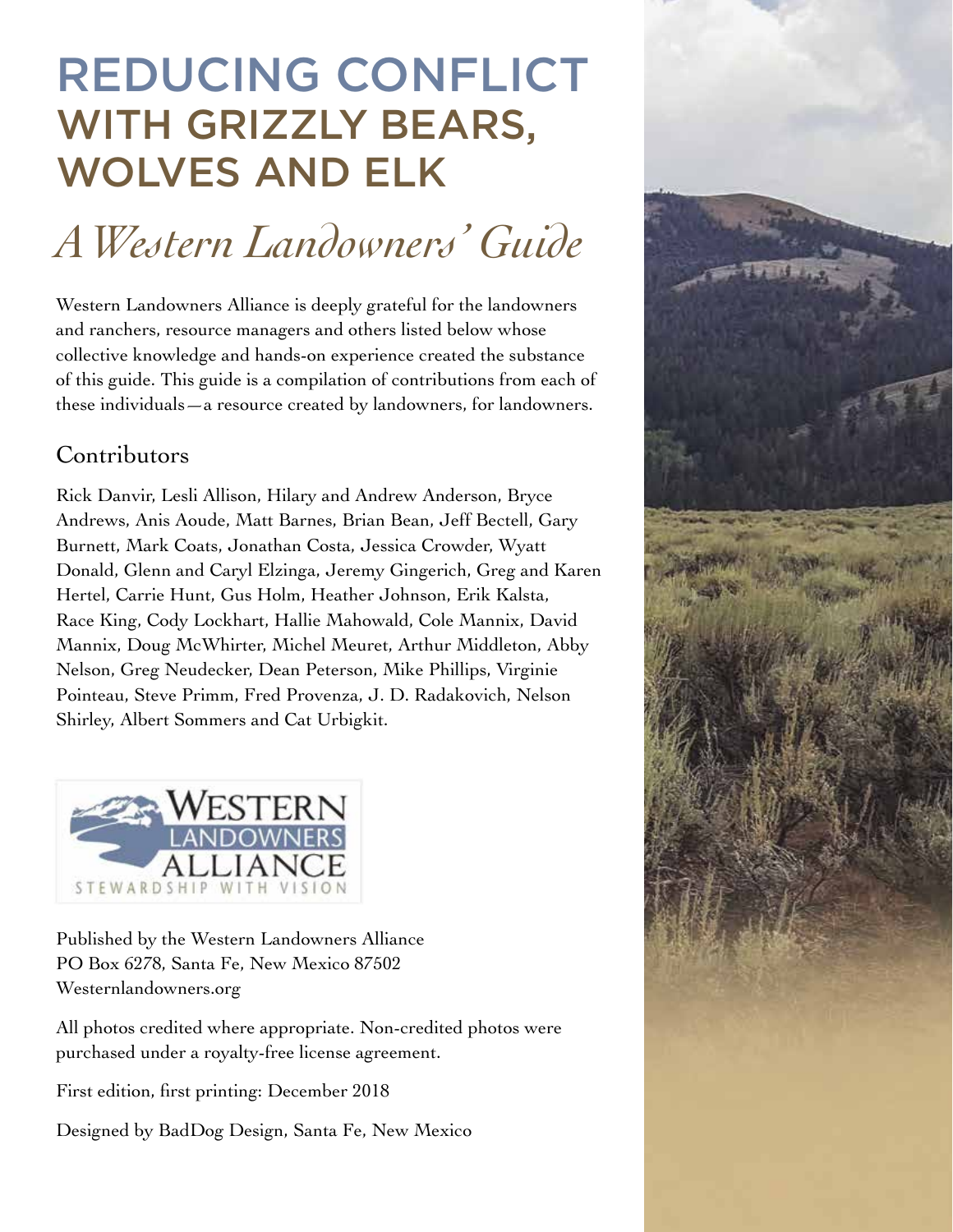# REDUCING CONFLICT WITH GRIZZLY BEARS, WOLVES AND ELK

## *A Western Landowners' Guide*

Western Landowners Alliance is deeply grateful for the landowners and ranchers, resource managers and others listed below whose collective knowledge and hands-on experience created the substance of this guide. This guide is a compilation of contributions from each of these individuals—a resource created by landowners, for landowners.

### Contributors

Rick Danvir, Lesli Allison, Hilary and Andrew Anderson, Bryce Andrews, Anis Aoude, Matt Barnes, Brian Bean, Jeff Bectell, Gary Burnett, Mark Coats, Jonathan Costa, Jessica Crowder, Wyatt Donald, Glenn and Caryl Elzinga, Jeremy Gingerich, Greg and Karen Hertel, Carrie Hunt, Gus Holm, Heather Johnson, Erik Kalsta, Race King, Cody Lockhart, Hallie Mahowald, Cole Mannix, David Mannix, Doug McWhirter, Michel Meuret, Arthur Middleton, Abby Nelson, Greg Neudecker, Dean Peterson, Mike Phillips, Virginie Pointeau, Steve Primm, Fred Provenza, J. D. Radakovich, Nelson Shirley, Albert Sommers and Cat Urbigkit.

WESTERN LANDOWNERS ALLIANCE
STEWARDSHIP WITH VISION

Published by the Western Landowners Alliance
PO Box 6278, Santa Fe, New Mexico 87502
Westernlandowners.org

All photos credited where appropriate. Non-credited photos were purchased under a royalty-free license agreement.

First edition, first printing: December 2018

Designed by BadDog Design, Santa Fe, New Mexico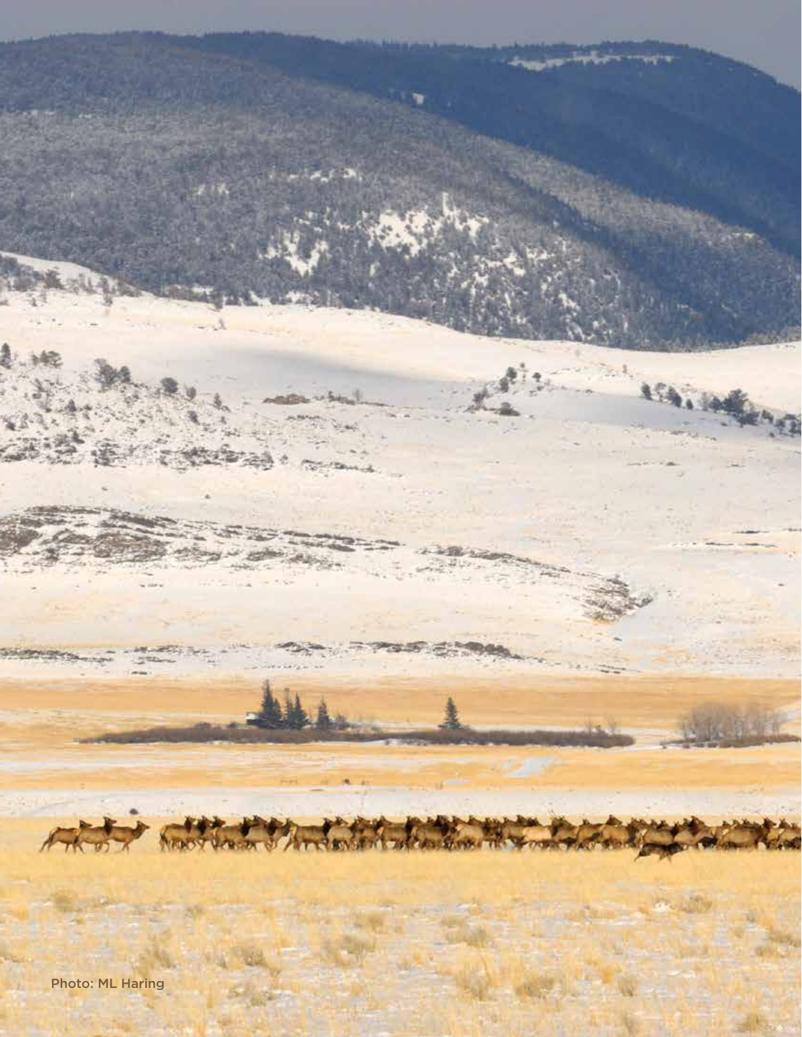Photo: ML Haring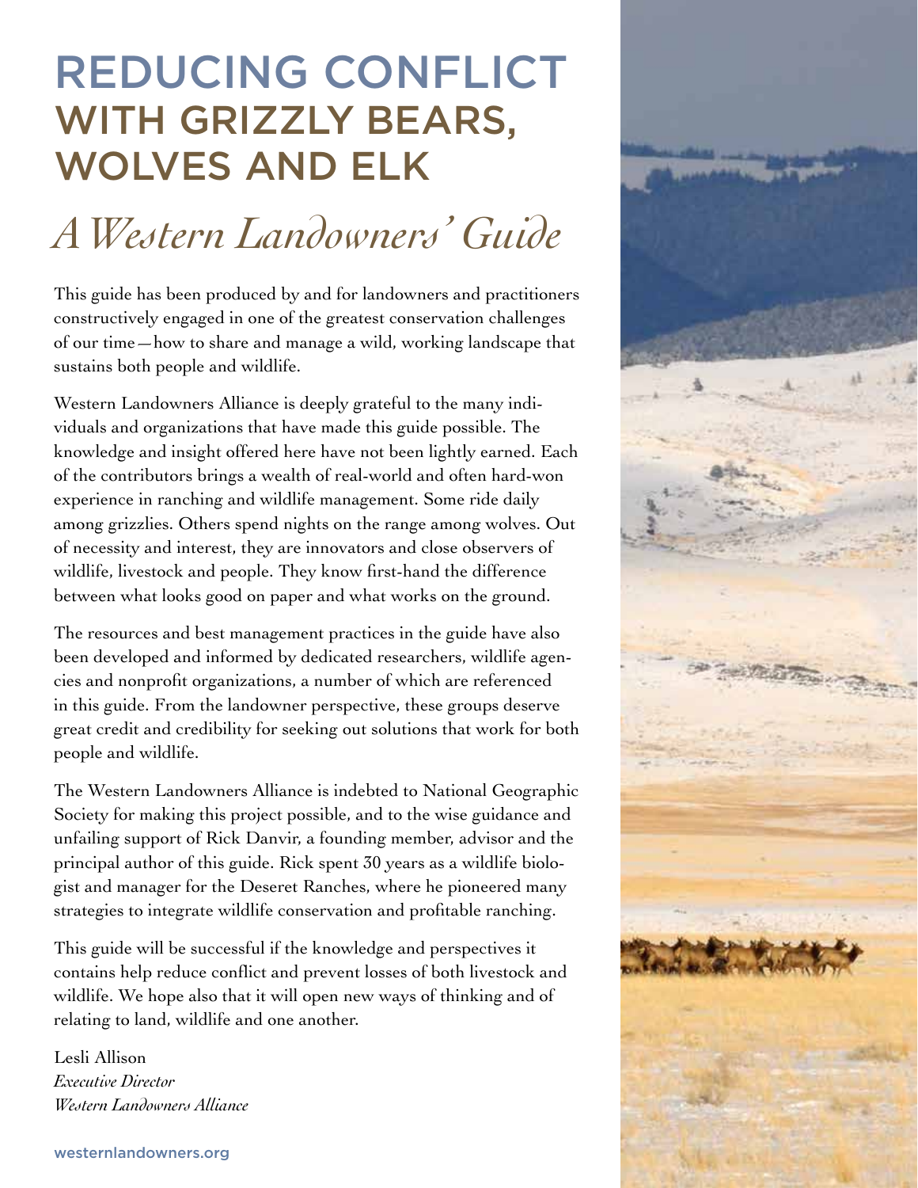# REDUCING CONFLICT WITH GRIZZLY BEARS, WOLVES AND ELK

## *A Western Landowners' Guide*

This guide has been produced by and for landowners and practitioners constructively engaged in one of the greatest conservation challenges of our time—how to share and manage a wild, working landscape that sustains both people and wildlife.

Western Landowners Alliance is deeply grateful to the many individuals and organizations that have made this guide possible. The knowledge and insight offered here have not been lightly earned. Each of the contributors brings a wealth of real-world and often hard-won experience in ranching and wildlife management. Some ride daily among grizzlies. Others spend nights on the range among wolves. Out of necessity and interest, they are innovators and close observers of wildlife, livestock and people. They know first-hand the difference between what looks good on paper and what works on the ground.

The resources and best management practices in the guide have also been developed and informed by dedicated researchers, wildlife agencies and nonprofit organizations, a number of which are referenced in this guide. From the landowner perspective, these groups deserve great credit and credibility for seeking out solutions that work for both people and wildlife.

The Western Landowners Alliance is indebted to National Geographic Society for making this project possible, and to the wise guidance and unfailing support of Rick Danvir, a founding member, advisor and the principal author of this guide. Rick spent 30 years as a wildlife biologist and manager for the Deseret Ranches, where he pioneered many strategies to integrate wildlife conservation and profitable ranching.

This guide will be successful if the knowledge and perspectives it contains help reduce conflict and prevent losses of both livestock and wildlife. We hope also that it will open new ways of thinking and of relating to land, wildlife and one another.

Lesli Allison
*Executive Director*
*Western Landowners Alliance*

westernlandowners.org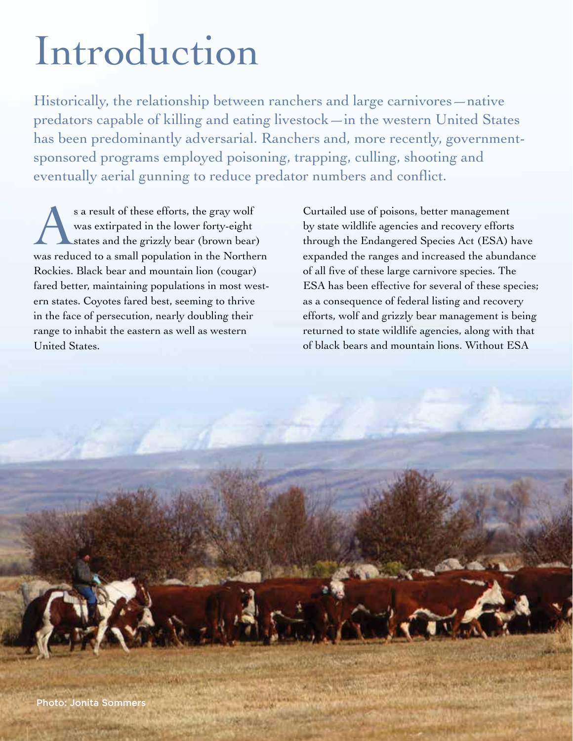# Introduction

Historically, the relationship between ranchers and large carnivores—native predators capable of killing and eating livestock—in the western United States has been predominantly adversarial. Ranchers and, more recently, government-sponsored programs employed poisoning, trapping, culling, shooting and eventually aerial gunning to reduce predator numbers and conflict.

As a result of these efforts, the gray wolf was extirpated in the lower forty-eight states and the grizzly bear (brown bear) was reduced to a small population in the Northern Rockies. Black bear and mountain lion (cougar) fared better, maintaining populations in most western states. Coyotes fared best, seeming to thrive in the face of persecution, nearly doubling their range to inhabit the eastern as well as western United States.

Curtailed use of poisons, better management by state wildlife agencies and recovery efforts through the Endangered Species Act (ESA) have expanded the ranges and increased the abundance of all five of these large carnivore species. The ESA has been effective for several of these species; as a consequence of federal listing and recovery efforts, wolf and grizzly bear management is being returned to state wildlife agencies, along with that of black bears and mountain lions. Without ESA

Photo: Jonita Sommers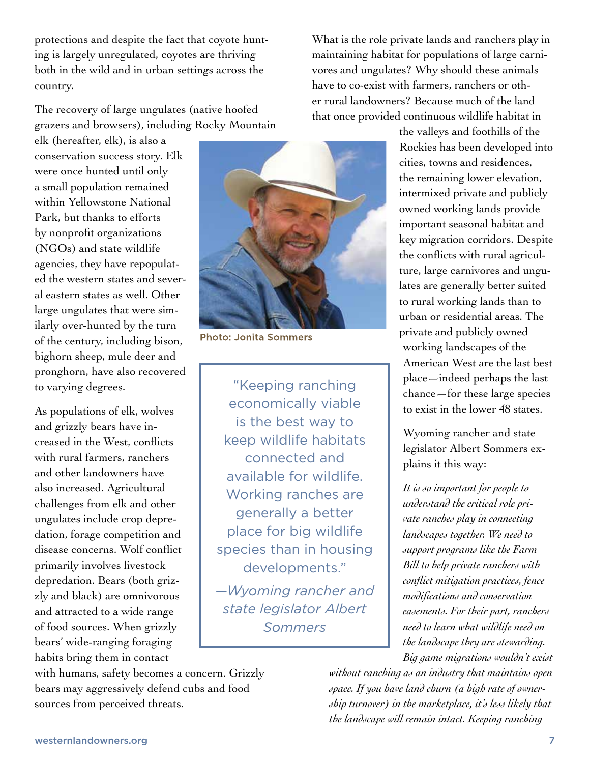protections and despite the fact that coyote hunting is largely unregulated, coyotes are thriving both in the wild and in urban settings across the country.

The recovery of large ungulates (native hoofed grazers and browsers), including Rocky Mountain elk (hereafter, elk), is also a conservation success story. Elk were once hunted until only a small population remained within Yellowstone National Park, but thanks to efforts by nonprofit organizations (NGOs) and state wildlife agencies, they have repopulated the western states and several eastern states as well. Other large ungulates that were similarly over-hunted by the turn of the century, including bison, bighorn sheep, mule deer and pronghorn, have also recovered to varying degrees.

As populations of elk, wolves and grizzly bears have increased in the West, conflicts with rural farmers, ranchers and other landowners have also increased. Agricultural challenges from elk and other ungulates include crop depredation, forage competition and disease concerns. Wolf conflict primarily involves livestock depredation. Bears (both grizzly and black) are omnivorous and attracted to a wide range of food sources. When grizzly bears' wide-ranging foraging habits bring them in contact with humans, safety becomes a concern. Grizzly bears may aggressively defend cubs and food sources from perceived threats.

Photo: Jonita Sommers

> "Keeping ranching economically viable is the best way to keep wildlife habitats connected and available for wildlife. Working ranches are generally a better place for big wildlife species than in housing developments."
>
> *—Wyoming rancher and state legislator Albert Sommers*

What is the role private lands and ranchers play in maintaining habitat for populations of large carnivores and ungulates? Why should these animals have to co-exist with farmers, ranchers or other rural landowners? Because much of the land that once provided continuous wildlife habitat in the valleys and foothills of the Rockies has been developed into cities, towns and residences, the remaining lower elevation, intermixed private and publicly owned working lands provide important seasonal habitat and key migration corridors. Despite the conflicts with rural agriculture, large carnivores and ungulates are generally better suited to rural working lands than to urban or residential areas. The private and publicly owned working landscapes of the American West are the last best place—indeed perhaps the last chance—for these large species to exist in the lower 48 states.

Wyoming rancher and state legislator Albert Sommers explains it this way:

*It is so important for people to understand the critical role private ranches play in connecting landscapes together. We need to support programs like the Farm Bill to help private ranchers with conflict mitigation practices, fence modifications and conservation easements. For their part, ranchers need to learn what wildlife need on the landscape they are stewarding. Big game migrations wouldn't exist without ranching as an industry that maintains open space. If you have land churn (a high rate of ownership turnover) in the marketplace, it's less likely that the landscape will remain intact. Keeping ranching*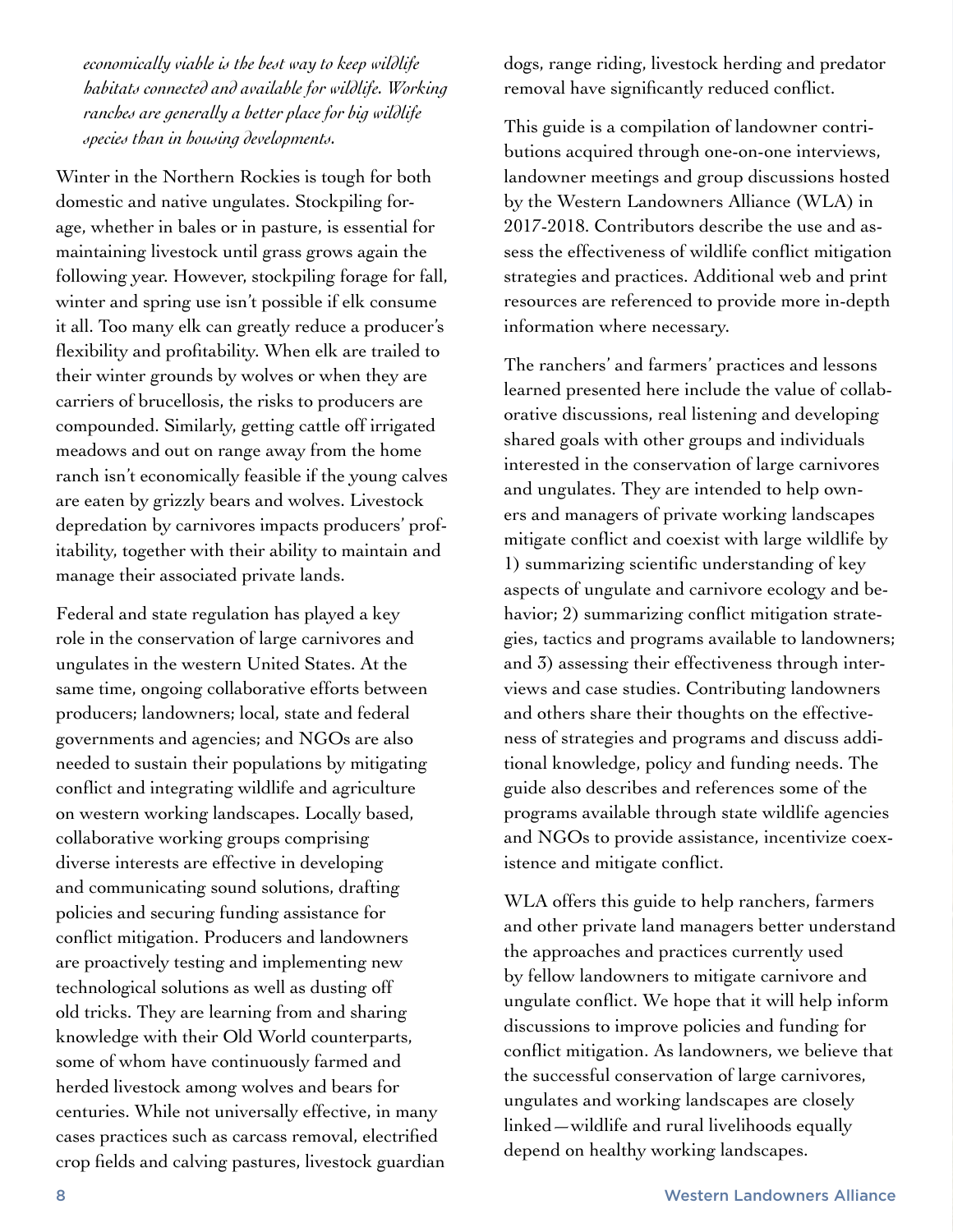*economically viable is the best way to keep wildlife habitats connected and available for wildlife. Working ranches are generally a better place for big wildlife species than in housing developments.*

Winter in the Northern Rockies is tough for both domestic and native ungulates. Stockpiling forage, whether in bales or in pasture, is essential for maintaining livestock until grass grows again the following year. However, stockpiling forage for fall, winter and spring use isn't possible if elk consume it all. Too many elk can greatly reduce a producer's flexibility and profitability. When elk are trailed to their winter grounds by wolves or when they are carriers of brucellosis, the risks to producers are compounded. Similarly, getting cattle off irrigated meadows and out on range away from the home ranch isn't economically feasible if the young calves are eaten by grizzly bears and wolves. Livestock depredation by carnivores impacts producers' profitability, together with their ability to maintain and manage their associated private lands.

Federal and state regulation has played a key role in the conservation of large carnivores and ungulates in the western United States. At the same time, ongoing collaborative efforts between producers; landowners; local, state and federal governments and agencies; and NGOs are also needed to sustain their populations by mitigating conflict and integrating wildlife and agriculture on western working landscapes. Locally based, collaborative working groups comprising diverse interests are effective in developing and communicating sound solutions, drafting policies and securing funding assistance for conflict mitigation. Producers and landowners are proactively testing and implementing new technological solutions as well as dusting off old tricks. They are learning from and sharing knowledge with their Old World counterparts, some of whom have continuously farmed and herded livestock among wolves and bears for centuries. While not universally effective, in many cases practices such as carcass removal, electrified crop fields and calving pastures, livestock guardian dogs, range riding, livestock herding and predator removal have significantly reduced conflict.

This guide is a compilation of landowner contributions acquired through one-on-one interviews, landowner meetings and group discussions hosted by the Western Landowners Alliance (WLA) in 2017-2018. Contributors describe the use and assess the effectiveness of wildlife conflict mitigation strategies and practices. Additional web and print resources are referenced to provide more in-depth information where necessary.

The ranchers' and farmers' practices and lessons learned presented here include the value of collaborative discussions, real listening and developing shared goals with other groups and individuals interested in the conservation of large carnivores and ungulates. They are intended to help owners and managers of private working landscapes mitigate conflict and coexist with large wildlife by 1) summarizing scientific understanding of key aspects of ungulate and carnivore ecology and behavior; 2) summarizing conflict mitigation strategies, tactics and programs available to landowners; and 3) assessing their effectiveness through interviews and case studies. Contributing landowners and others share their thoughts on the effectiveness of strategies and programs and discuss additional knowledge, policy and funding needs. The guide also describes and references some of the programs available through state wildlife agencies and NGOs to provide assistance, incentivize coexistence and mitigate conflict.

WLA offers this guide to help ranchers, farmers and other private land managers better understand the approaches and practices currently used by fellow landowners to mitigate carnivore and ungulate conflict. We hope that it will help inform discussions to improve policies and funding for conflict mitigation. As landowners, we believe that the successful conservation of large carnivores, ungulates and working landscapes are closely linked—wildlife and rural livelihoods equally depend on healthy working landscapes.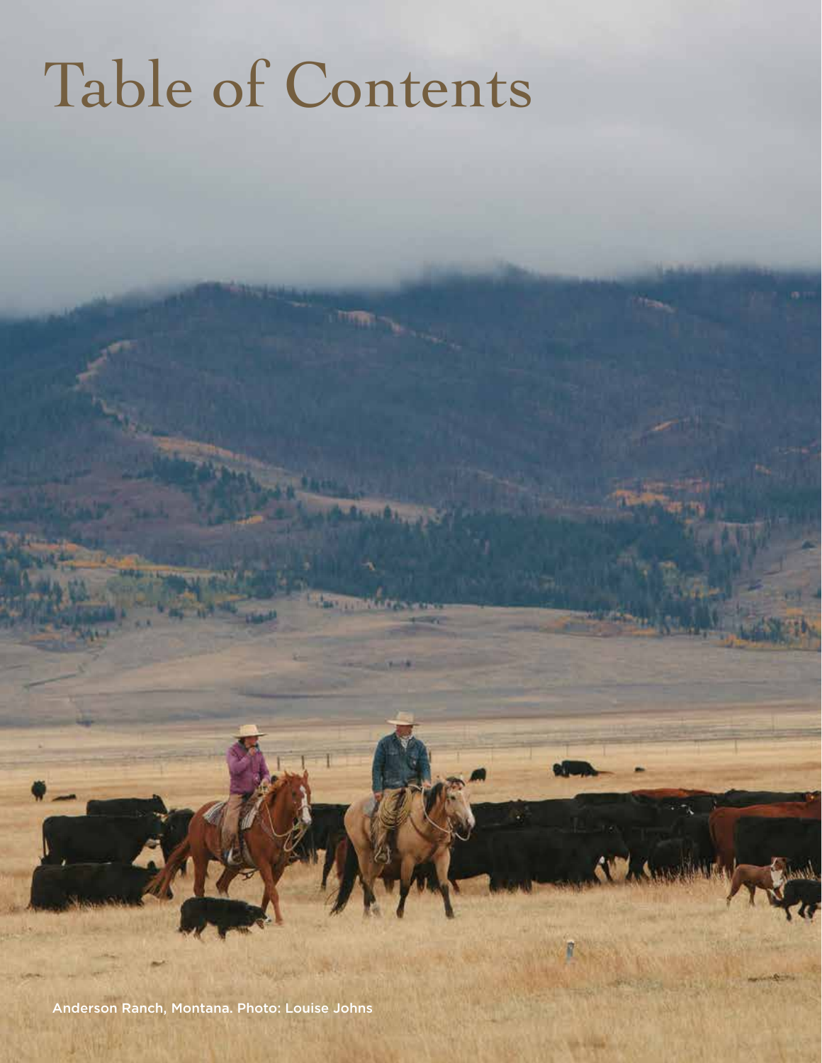# Table of Contents

Anderson Ranch, Montana. Photo: Louise Johns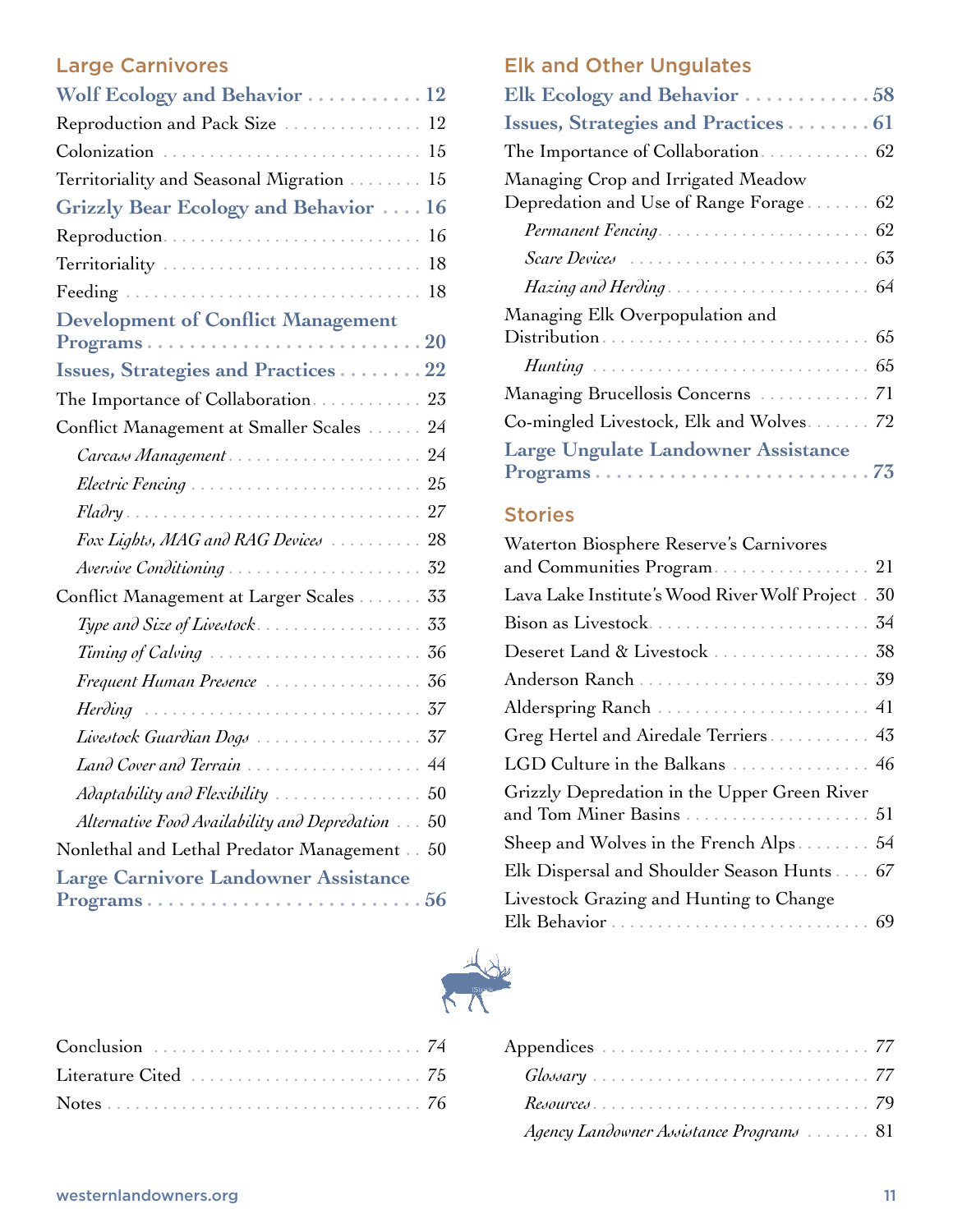## Large Carnivores

**Wolf Ecology and Behavior** . . . . . . . . . . . 12

Reproduction and Pack Size . . . . . . . . . . . . . . . 12

Colonization . . . . . . . . . . . . . . . . . . . . . . . . . . . 15

Territoriality and Seasonal Migration . . . . . . . . 15

**Grizzly Bear Ecology and Behavior** . . . . 16

Reproduction . . . . . . . . . . . . . . . . . . . . . . . . . . 16

Territoriality . . . . . . . . . . . . . . . . . . . . . . . . . . 18

Feeding . . . . . . . . . . . . . . . . . . . . . . . . . . . . . . . 18

**Development of Conflict Management Programs** . . . . . . . . . . . . . . . . . . . . . . . . . 20

**Issues, Strategies and Practices** . . . . . . . . 22

The Importance of Collaboration . . . . . . . . . . . . 23

Conflict Management at Smaller Scales . . . . . . 24

*Carcass Management* . . . . . . . . . . . . . . . . . . . . 24

*Electric Fencing* . . . . . . . . . . . . . . . . . . . . . . . . . 25

*Fladry* . . . . . . . . . . . . . . . . . . . . . . . . . . . . . . . . 27

*Fox Lights, MAG and RAG Devices* . . . . . . . . . . 28

*Aversive Conditioning* . . . . . . . . . . . . . . . . . . . . 32

Conflict Management at Larger Scales . . . . . . . 33

*Type and Size of Livestock* . . . . . . . . . . . . . . . . . 33

*Timing of Calving* . . . . . . . . . . . . . . . . . . . . . . . 36

*Frequent Human Presence* . . . . . . . . . . . . . . . . 36

*Herding* . . . . . . . . . . . . . . . . . . . . . . . . . . . . . . . 37

*Livestock Guardian Dogs* . . . . . . . . . . . . . . . . . 37

*Land Cover and Terrain* . . . . . . . . . . . . . . . . . . 44

*Adaptability and Flexibility* . . . . . . . . . . . . . . . . 50

*Alternative Food Availability and Depredation* . . . 50

Nonlethal and Lethal Predator Management . . 50

**Large Carnivore Landowner Assistance Programs** . . . . . . . . . . . . . . . . . . . . . . . . . 56

## Elk and Other Ungulates

**Elk Ecology and Behavior** . . . . . . . . . . . . 58

**Issues, Strategies and Practices** . . . . . . . . 61

The Importance of Collaboration . . . . . . . . . . . . 62

Managing Crop and Irrigated Meadow Depredation and Use of Range Forage . . . . . . . 62

*Permanent Fencing* . . . . . . . . . . . . . . . . . . . . . . . 62

*Scare Devices* . . . . . . . . . . . . . . . . . . . . . . . . . . 63

*Hazing and Herding* . . . . . . . . . . . . . . . . . . . . . . 64

Managing Elk Overpopulation and Distribution . . . . . . . . . . . . . . . . . . . . . . . . . . . 65

*Hunting* . . . . . . . . . . . . . . . . . . . . . . . . . . . . . . . 65

Managing Brucellosis Concerns . . . . . . . . . . . . 71

Co-mingled Livestock, Elk and Wolves . . . . . . . 72

**Large Ungulate Landowner Assistance Programs** . . . . . . . . . . . . . . . . . . . . . . . . . 73

## Stories

Waterton Biosphere Reserve's Carnivores and Communities Program . . . . . . . . . . . . . . . . . 21

Lava Lake Institute's Wood River Wolf Project . 30

Bison as Livestock . . . . . . . . . . . . . . . . . . . . . . . . 34

Deseret Land & Livestock . . . . . . . . . . . . . . . . . . 38

Anderson Ranch . . . . . . . . . . . . . . . . . . . . . . . . . 39

Alderspring Ranch . . . . . . . . . . . . . . . . . . . . . . . 41

Greg Hertel and Airedale Terriers . . . . . . . . . . . 43

LGD Culture in the Balkans . . . . . . . . . . . . . . . . 46

Grizzly Depredation in the Upper Green River and Tom Miner Basins . . . . . . . . . . . . . . . . . . . . 51

Sheep and Wolves in the French Alps . . . . . . . . 54

Elk Dispersal and Shoulder Season Hunts . . . . 67

Livestock Grazing and Hunting to Change Elk Behavior . . . . . . . . . . . . . . . . . . . . . . . . . . . . 69

Conclusion . . . . . . . . . . . . . . . . . . . . . . . . . . . . . 74

Literature Cited . . . . . . . . . . . . . . . . . . . . . . . . . 75

Notes . . . . . . . . . . . . . . . . . . . . . . . . . . . . . . . . . 76

Appendices . . . . . . . . . . . . . . . . . . . . . . . . . . . . 77

*Glossary* . . . . . . . . . . . . . . . . . . . . . . . . . . . . . . . 77

*Resources* . . . . . . . . . . . . . . . . . . . . . . . . . . . . . . 79

*Agency Landowner Assistance Programs* . . . . . . . 81